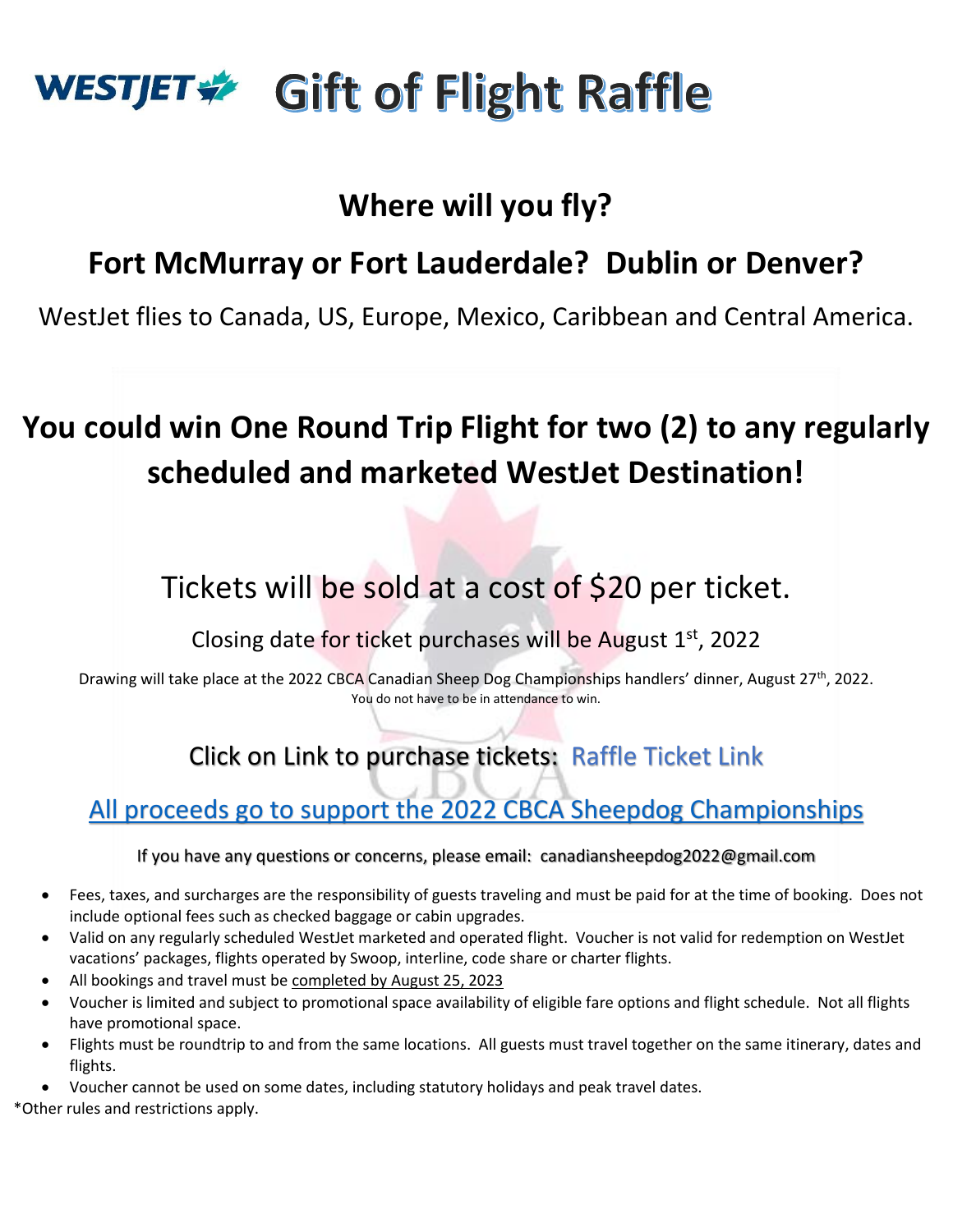# WESTJET Gift of Flight Raffle

## Where will you fly?

## Fort McMurray or Fort Lauderdale? Dublin or Denver?

WestJet flies to Canada, US, Europe, Mexico, Caribbean and Central America.

## You could win One Round Trip Flight for two (2) to any regularly scheduled and marketed WestJet Destination!

Tickets will be sold at a cost of $20 per ticket.

Closing date for ticket purchases will be August 1st, 2022

Drawing will take place at the 2022 CBCA Canadian Sheep Dog Championships handlers' dinner, August 27th, 2022.
You do not have to be in attendance to win.

Click on Link to purchase tickets: Raffle Ticket Link

All proceeds go to support the 2022 CBCA Sheepdog Championships

If you have any questions or concerns, please email: canadiansheepdog2022@gmail.com

- Fees, taxes, and surcharges are the responsibility of guests traveling and must be paid for at the time of booking. Does not include optional fees such as checked baggage or cabin upgrades.
- Valid on any regularly scheduled WestJet marketed and operated flight. Voucher is not valid for redemption on WestJet vacations' packages, flights operated by Swoop, interline, code share or charter flights.
- All bookings and travel must be completed by August 25, 2023
- Voucher is limited and subject to promotional space availability of eligible fare options and flight schedule. Not all flights have promotional space.
- Flights must be roundtrip to and from the same locations. All guests must travel together on the same itinerary, dates and flights.
- Voucher cannot be used on some dates, including statutory holidays and peak travel dates.

*Other rules and restrictions apply.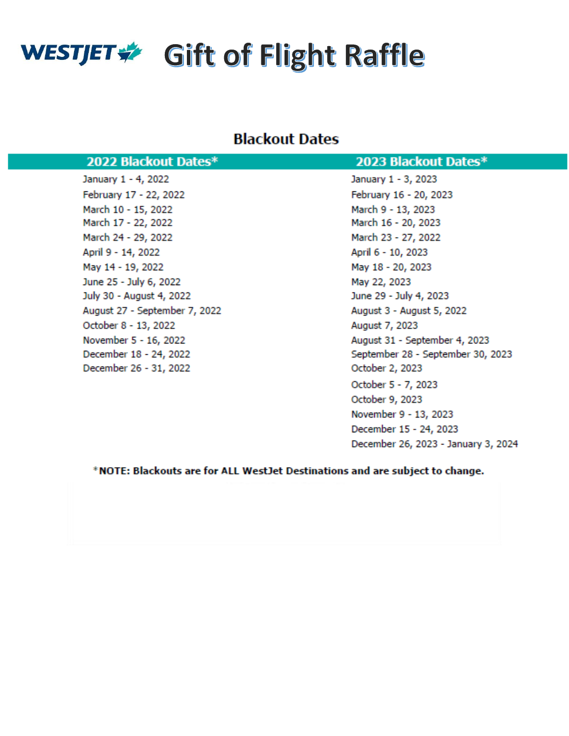# WESTJET Gift of Flight Raffle

## Blackout Dates

| 2022 Blackout Dates* | 2023 Blackout Dates* |
|---|---|
| January 1 - 4, 2022 | January 1 - 3, 2023 |
| February 17 - 22, 2022 | February 16 - 20, 2023 |
| March 10 - 15, 2022 | March 9 - 13, 2023 |
| March 17 - 22, 2022 | March 16 - 20, 2023 |
| March 24 - 29, 2022 | March 23 - 27, 2022 |
| April 9 - 14, 2022 | April 6 - 10, 2023 |
| May 14 - 19, 2022 | May 18 - 20, 2023 |
| June 25 - July 6, 2022 | May 22, 2023 |
| July 30 - August 4, 2022 | June 29 - July 4, 2023 |
| August 27 - September 7, 2022 | August 3 - August 5, 2022 |
| October 8 - 13, 2022 | August 7, 2023 |
| November 5 - 16, 2022 | August 31 - September 4, 2023 |
| December 18 - 24, 2022 | September 28 - September 30, 2023 |
| December 26 - 31, 2022 | October 2, 2023 |
| | October 5 - 7, 2023 |
| | October 9, 2023 |
| | November 9 - 13, 2023 |
| | December 15 - 24, 2023 |
| | December 26, 2023 - January 3, 2024 |

***NOTE: Blackouts are for ALL WestJet Destinations and are subject to change.**